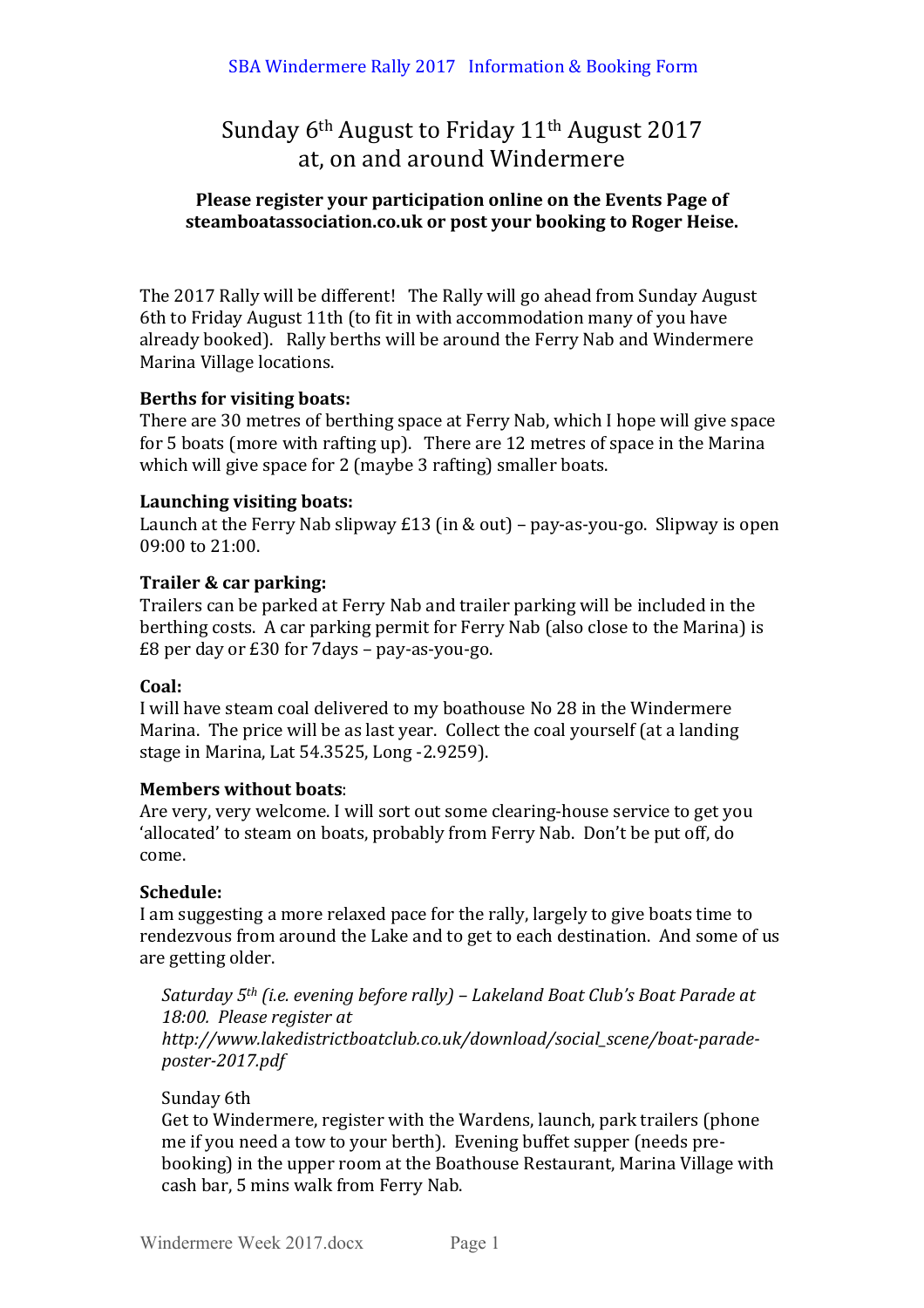SBA Windermere Rally 2017 Information & Booking Form

# Sunday 6th August to Friday 11th August 2017 at, on and around Windermere

**Please register your participation online on the Events Page of steamboatassociation.co.uk or post your booking to Roger Heise.**

The 2017 Rally will be different! The Rally will go ahead from Sunday August 6th to Friday August 11th (to fit in with accommodation many of you have already booked). Rally berths will be around the Ferry Nab and Windermere Marina Village locations.

**Berths for visiting boats:**
There are 30 metres of berthing space at Ferry Nab, which I hope will give space for 5 boats (more with rafting up). There are 12 metres of space in the Marina which will give space for 2 (maybe 3 rafting) smaller boats.

**Launching visiting boats:**
Launch at the Ferry Nab slipway £13 (in & out) – pay-as-you-go. Slipway is open 09:00 to 21:00.

**Trailer & car parking:**
Trailers can be parked at Ferry Nab and trailer parking will be included in the berthing costs. A car parking permit for Ferry Nab (also close to the Marina) is £8 per day or £30 for 7days – pay-as-you-go.

**Coal:**
I will have steam coal delivered to my boathouse No 28 in the Windermere Marina. The price will be as last year. Collect the coal yourself (at a landing stage in Marina, Lat 54.3525, Long -2.9259).

**Members without boats**:
Are very, very welcome. I will sort out some clearing-house service to get you 'allocated' to steam on boats, probably from Ferry Nab. Don't be put off, do come.

**Schedule:**
I am suggesting a more relaxed pace for the rally, largely to give boats time to rendezvous from around the Lake and to get to each destination. And some of us are getting older.

*Saturday 5th (i.e. evening before rally) – Lakeland Boat Club's Boat Parade at 18:00. Please register at http://www.lakedistrictboatclub.co.uk/download/social_scene/boat-parade-poster-2017.pdf*

Sunday 6th
Get to Windermere, register with the Wardens, launch, park trailers (phone me if you need a tow to your berth). Evening buffet supper (needs pre-booking) in the upper room at the Boathouse Restaurant, Marina Village with cash bar, 5 mins walk from Ferry Nab.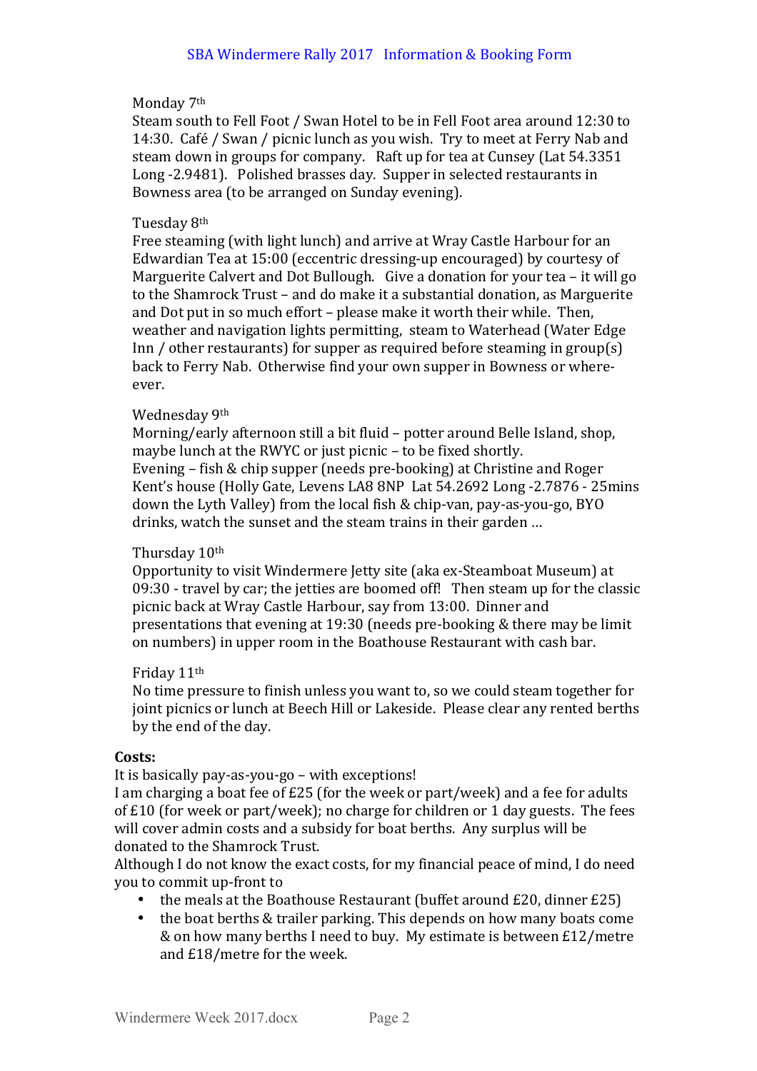Monday 7th
Steam south to Fell Foot / Swan Hotel to be in Fell Foot area around 12:30 to 14:30. Café / Swan / picnic lunch as you wish. Try to meet at Ferry Nab and steam down in groups for company. Raft up for tea at Cunsey (Lat 54.3351 Long -2.9481). Polished brasses day. Supper in selected restaurants in Bowness area (to be arranged on Sunday evening).

Tuesday 8th
Free steaming (with light lunch) and arrive at Wray Castle Harbour for an Edwardian Tea at 15:00 (eccentric dressing-up encouraged) by courtesy of Marguerite Calvert and Dot Bullough. Give a donation for your tea – it will go to the Shamrock Trust – and do make it a substantial donation, as Marguerite and Dot put in so much effort – please make it worth their while. Then, weather and navigation lights permitting, steam to Waterhead (Water Edge Inn / other restaurants) for supper as required before steaming in group(s) back to Ferry Nab. Otherwise find your own supper in Bowness or where-ever.

Wednesday 9th
Morning/early afternoon still a bit fluid – potter around Belle Island, shop, maybe lunch at the RWYC or just picnic – to be fixed shortly.
Evening – fish & chip supper (needs pre-booking) at Christine and Roger Kent's house (Holly Gate, Levens LA8 8NP Lat 54.2692 Long -2.7876 - 25mins down the Lyth Valley) from the local fish & chip-van, pay-as-you-go, BYO drinks, watch the sunset and the steam trains in their garden …

Thursday 10th
Opportunity to visit Windermere Jetty site (aka ex-Steamboat Museum) at 09:30 - travel by car; the jetties are boomed off! Then steam up for the classic picnic back at Wray Castle Harbour, say from 13:00. Dinner and presentations that evening at 19:30 (needs pre-booking & there may be limit on numbers) in upper room in the Boathouse Restaurant with cash bar.

Friday 11th
No time pressure to finish unless you want to, so we could steam together for joint picnics or lunch at Beech Hill or Lakeside. Please clear any rented berths by the end of the day.

**Costs:**
It is basically pay-as-you-go – with exceptions!
I am charging a boat fee of £25 (for the week or part/week) and a fee for adults of £10 (for week or part/week); no charge for children or 1 day guests. The fees will cover admin costs and a subsidy for boat berths. Any surplus will be donated to the Shamrock Trust.
Although I do not know the exact costs, for my financial peace of mind, I do need you to commit up-front to

- the meals at the Boathouse Restaurant (buffet around £20, dinner £25)
- the boat berths & trailer parking. This depends on how many boats come & on how many berths I need to buy. My estimate is between £12/metre and £18/metre for the week.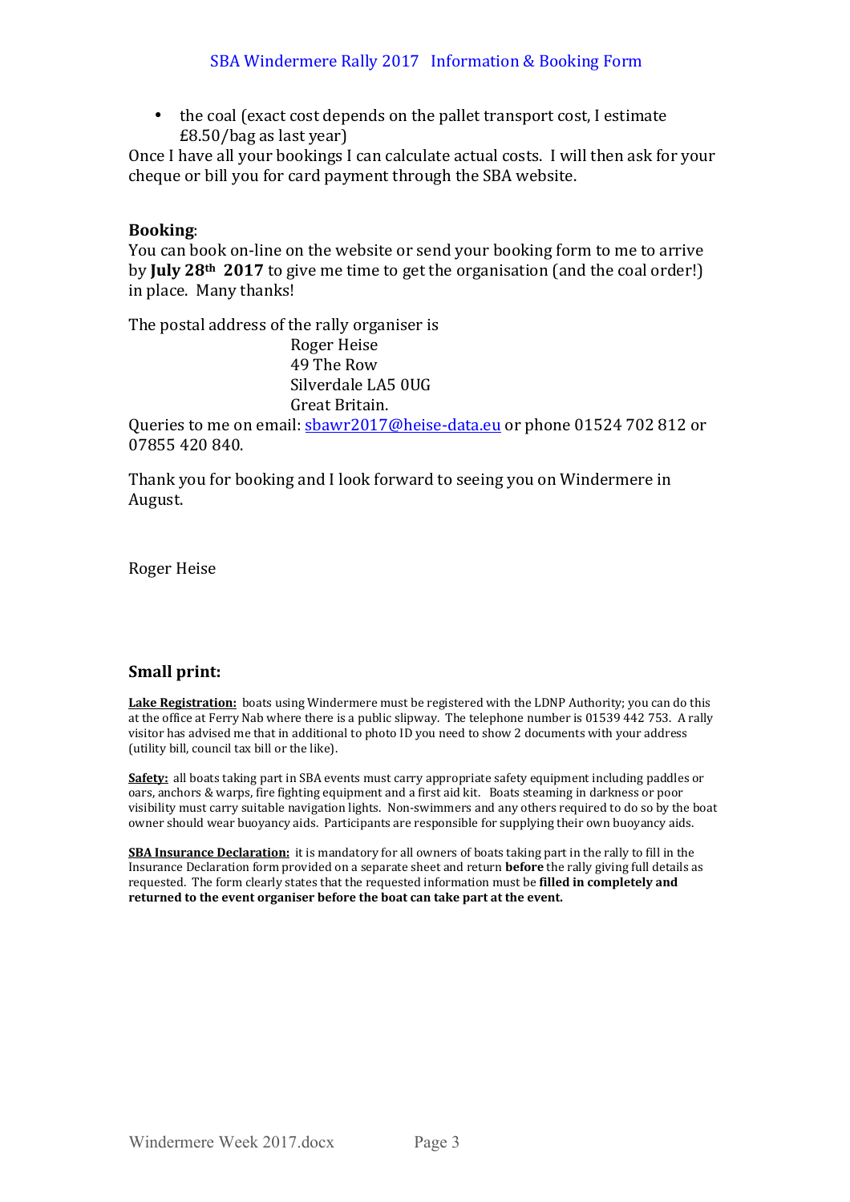- the coal (exact cost depends on the pallet transport cost, I estimate £8.50/bag as last year)

Once I have all your bookings I can calculate actual costs. I will then ask for your cheque or bill you for card payment through the SBA website.

**Booking**:
You can book on-line on the website or send your booking form to me to arrive by **July 28th 2017** to give me time to get the organisation (and the coal order!) in place. Many thanks!

The postal address of the rally organiser is

Roger Heise
49 The Row
Silverdale LA5 0UG
Great Britain.

Queries to me on email: sbawr2017@heise-data.eu or phone 01524 702 812 or 07855 420 840.

Thank you for booking and I look forward to seeing you on Windermere in August.

Roger Heise

## Small print:

**Lake Registration:** boats using Windermere must be registered with the LDNP Authority; you can do this at the office at Ferry Nab where there is a public slipway. The telephone number is 01539 442 753. A rally visitor has advised me that in additional to photo ID you need to show 2 documents with your address (utility bill, council tax bill or the like).

**Safety:** all boats taking part in SBA events must carry appropriate safety equipment including paddles or oars, anchors & warps, fire fighting equipment and a first aid kit. Boats steaming in darkness or poor visibility must carry suitable navigation lights. Non-swimmers and any others required to do so by the boat owner should wear buoyancy aids. Participants are responsible for supplying their own buoyancy aids.

**SBA Insurance Declaration:** it is mandatory for all owners of boats taking part in the rally to fill in the Insurance Declaration form provided on a separate sheet and return **before** the rally giving full details as requested. The form clearly states that the requested information must be **filled in completely and returned to the event organiser before the boat can take part at the event.**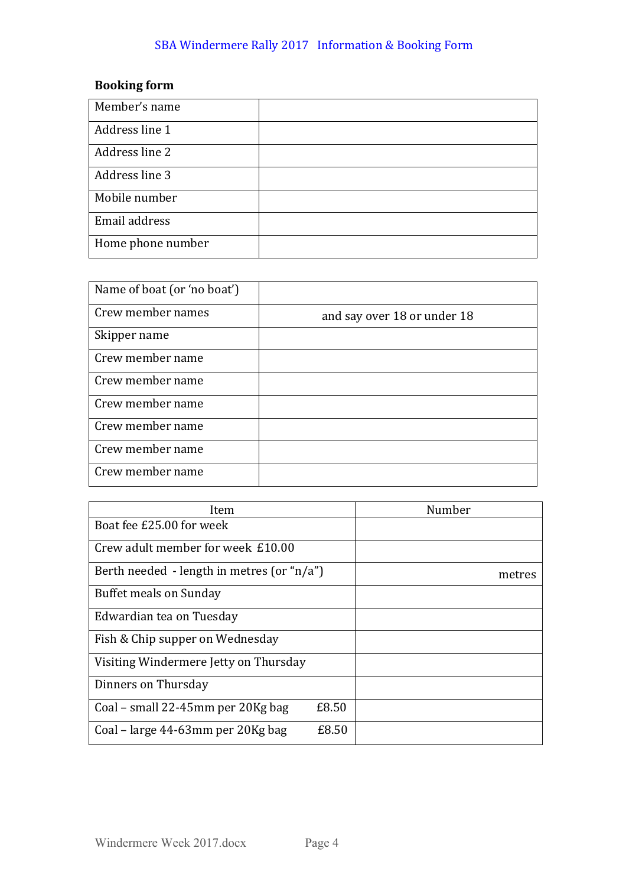SBA Windermere Rally 2017 Information & Booking Form

**Booking form**

| | |
|---|---|
| Member's name | |
| Address line 1 | |
| Address line 2 | |
| Address line 3 | |
| Mobile number | |
| Email address | |
| Home phone number | |

| | |
|---|---|
| Name of boat (or 'no boat') | |
| Crew member names | and say over 18 or under 18 |
| Skipper name | |
| Crew member name | |
| Crew member name | |
| Crew member name | |
| Crew member name | |
| Crew member name | |
| Crew member name | |

| Item | Number |
|---|---|
| Boat fee £25.00 for week | |
| Crew adult member for week £10.00 | |
| Berth needed - length in metres (or "n/a") | metres |
| Buffet meals on Sunday | |
| Edwardian tea on Tuesday | |
| Fish & Chip supper on Wednesday | |
| Visiting Windermere Jetty on Thursday | |
| Dinners on Thursday | |
| Coal – small 22-45mm per 20Kg bag £8.50 | |
| Coal – large 44-63mm per 20Kg bag £8.50 | |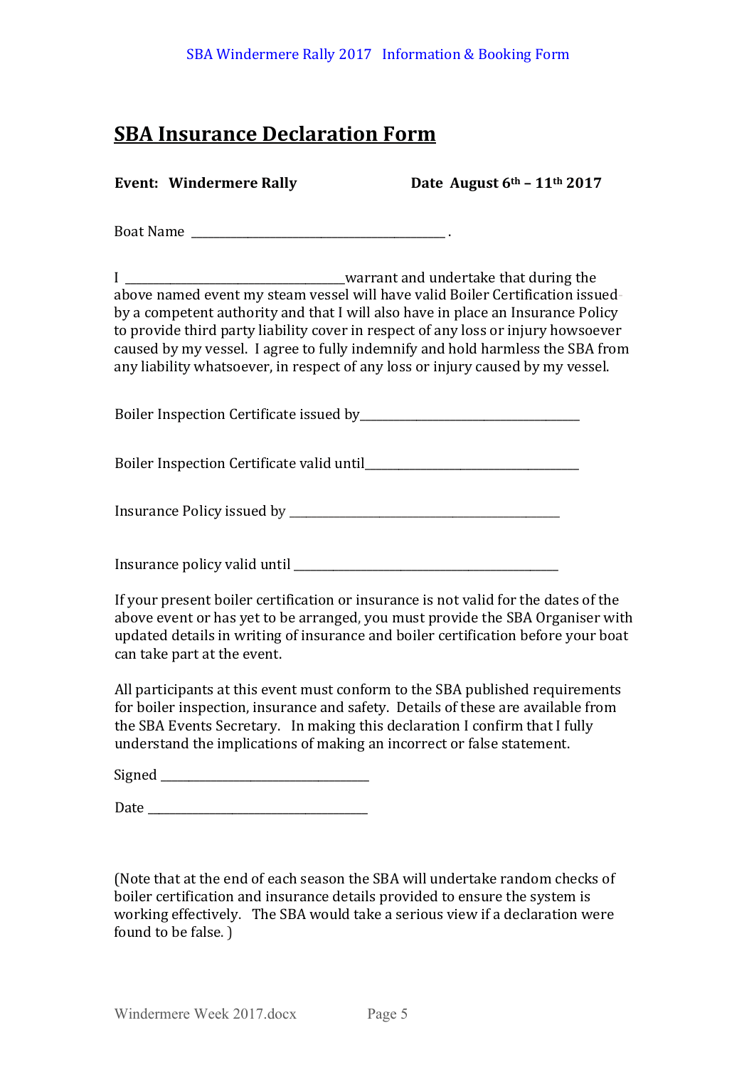# SBA Insurance Declaration Form

**Event: Windermere Rally** **Date August 6th – 11th 2017**

Boat Name \_\_\_\_\_\_\_\_\_\_\_\_\_\_\_\_\_\_\_\_\_\_\_\_\_\_\_\_\_\_\_\_\_\_\_\_\_\_\_\_ .

I \_\_\_\_\_\_\_\_\_\_\_\_\_\_\_\_\_\_\_\_\_\_\_\_\_\_\_\_\_\_\_\_\_\_\_\_warrant and undertake that during the above named event my steam vessel will have valid Boiler Certification issued by a competent authority and that I will also have in place an Insurance Policy to provide third party liability cover in respect of any loss or injury howsoever caused by my vessel. I agree to fully indemnify and hold harmless the SBA from any liability whatsoever, in respect of any loss or injury caused by my vessel.

Boiler Inspection Certificate issued by\_\_\_\_\_\_\_\_\_\_\_\_\_\_\_\_\_\_\_\_\_\_\_\_\_\_\_\_\_\_\_\_\_\_\_\_

Boiler Inspection Certificate valid until\_\_\_\_\_\_\_\_\_\_\_\_\_\_\_\_\_\_\_\_\_\_\_\_\_\_\_\_\_\_\_\_\_\_\_

Insurance Policy issued by \_\_\_\_\_\_\_\_\_\_\_\_\_\_\_\_\_\_\_\_\_\_\_\_\_\_\_\_\_\_\_\_\_\_\_\_\_\_\_\_\_\_\_\_

Insurance policy valid until \_\_\_\_\_\_\_\_\_\_\_\_\_\_\_\_\_\_\_\_\_\_\_\_\_\_\_\_\_\_\_\_\_\_\_\_\_\_\_\_\_\_

If your present boiler certification or insurance is not valid for the dates of the above event or has yet to be arranged, you must provide the SBA Organiser with updated details in writing of insurance and boiler certification before your boat can take part at the event.

All participants at this event must conform to the SBA published requirements for boiler inspection, insurance and safety. Details of these are available from the SBA Events Secretary. In making this declaration I confirm that I fully understand the implications of making an incorrect or false statement.

Signed \_\_\_\_\_\_\_\_\_\_\_\_\_\_\_\_\_\_\_\_\_\_\_\_\_\_\_\_\_\_\_\_\_\_

Date \_\_\_\_\_\_\_\_\_\_\_\_\_\_\_\_\_\_\_\_\_\_\_\_\_\_\_\_\_\_\_\_\_\_\_\_

(Note that at the end of each season the SBA will undertake random checks of boiler certification and insurance details provided to ensure the system is working effectively. The SBA would take a serious view if a declaration were found to be false. )